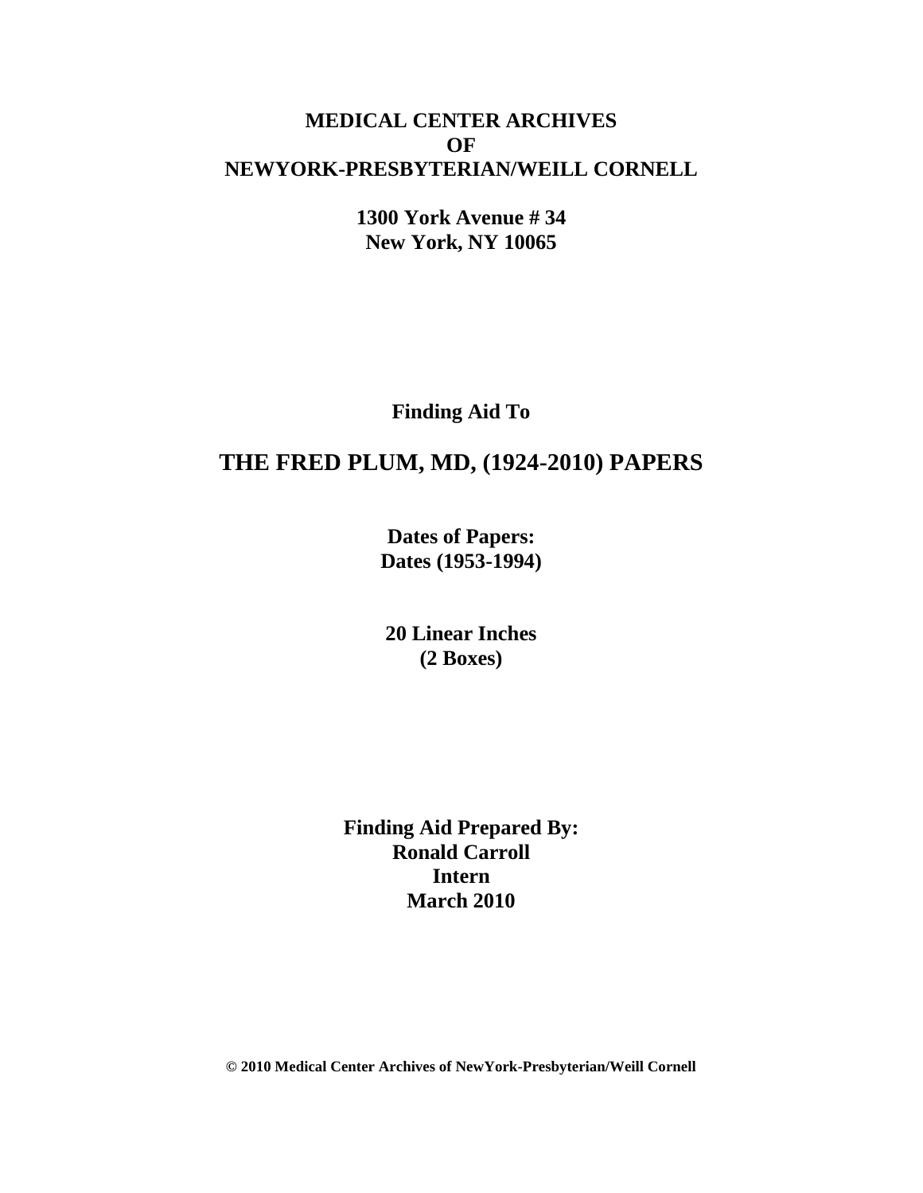**MEDICAL CENTER ARCHIVES**
**OF**
**NEWYORK-PRESBYTERIAN/WEILL CORNELL**

**1300 York Avenue # 34**
**New York, NY 10065**

**Finding Aid To**

# THE FRED PLUM, MD, (1924-2010) PAPERS

**Dates of Papers:**
**Dates (1953-1994)**

**20 Linear Inches**
**(2 Boxes)**

**Finding Aid Prepared By:**
**Ronald Carroll**
**Intern**
**March 2010**

**© 2010 Medical Center Archives of NewYork-Presbyterian/Weill Cornell**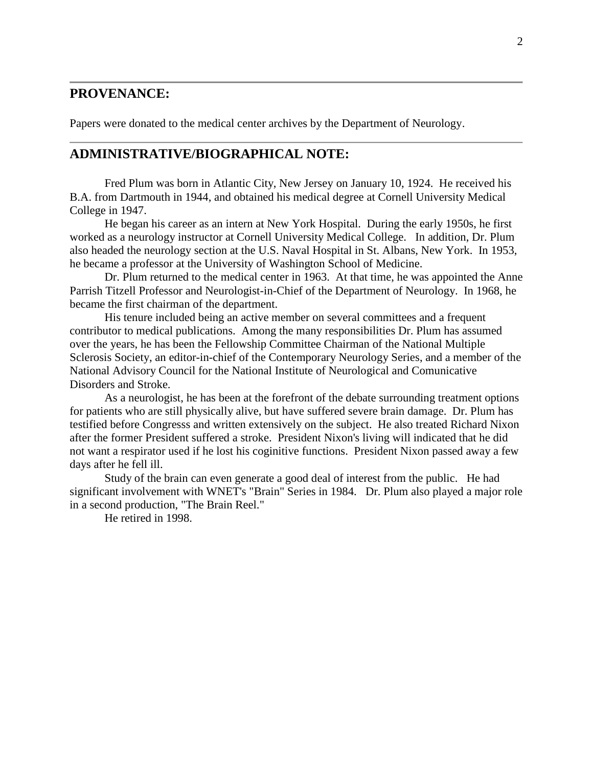## PROVENANCE:

Papers were donated to the medical center archives by the Department of Neurology.

## ADMINISTRATIVE/BIOGRAPHICAL NOTE:

Fred Plum was born in Atlantic City, New Jersey on January 10, 1924. He received his B.A. from Dartmouth in 1944, and obtained his medical degree at Cornell University Medical College in 1947.

He began his career as an intern at New York Hospital. During the early 1950s, he first worked as a neurology instructor at Cornell University Medical College. In addition, Dr. Plum also headed the neurology section at the U.S. Naval Hospital in St. Albans, New York. In 1953, he became a professor at the University of Washington School of Medicine.

Dr. Plum returned to the medical center in 1963. At that time, he was appointed the Anne Parrish Titzell Professor and Neurologist-in-Chief of the Department of Neurology. In 1968, he became the first chairman of the department.

His tenure included being an active member on several committees and a frequent contributor to medical publications. Among the many responsibilities Dr. Plum has assumed over the years, he has been the Fellowship Committee Chairman of the National Multiple Sclerosis Society, an editor-in-chief of the Contemporary Neurology Series, and a member of the National Advisory Council for the National Institute of Neurological and Comunicative Disorders and Stroke.

As a neurologist, he has been at the forefront of the debate surrounding treatment options for patients who are still physically alive, but have suffered severe brain damage. Dr. Plum has testified before Congresss and written extensively on the subject. He also treated Richard Nixon after the former President suffered a stroke. President Nixon's living will indicated that he did not want a respirator used if he lost his coginitive functions. President Nixon passed away a few days after he fell ill.

Study of the brain can even generate a good deal of interest from the public. He had significant involvement with WNET's "Brain" Series in 1984. Dr. Plum also played a major role in a second production, "The Brain Reel."

He retired in 1998.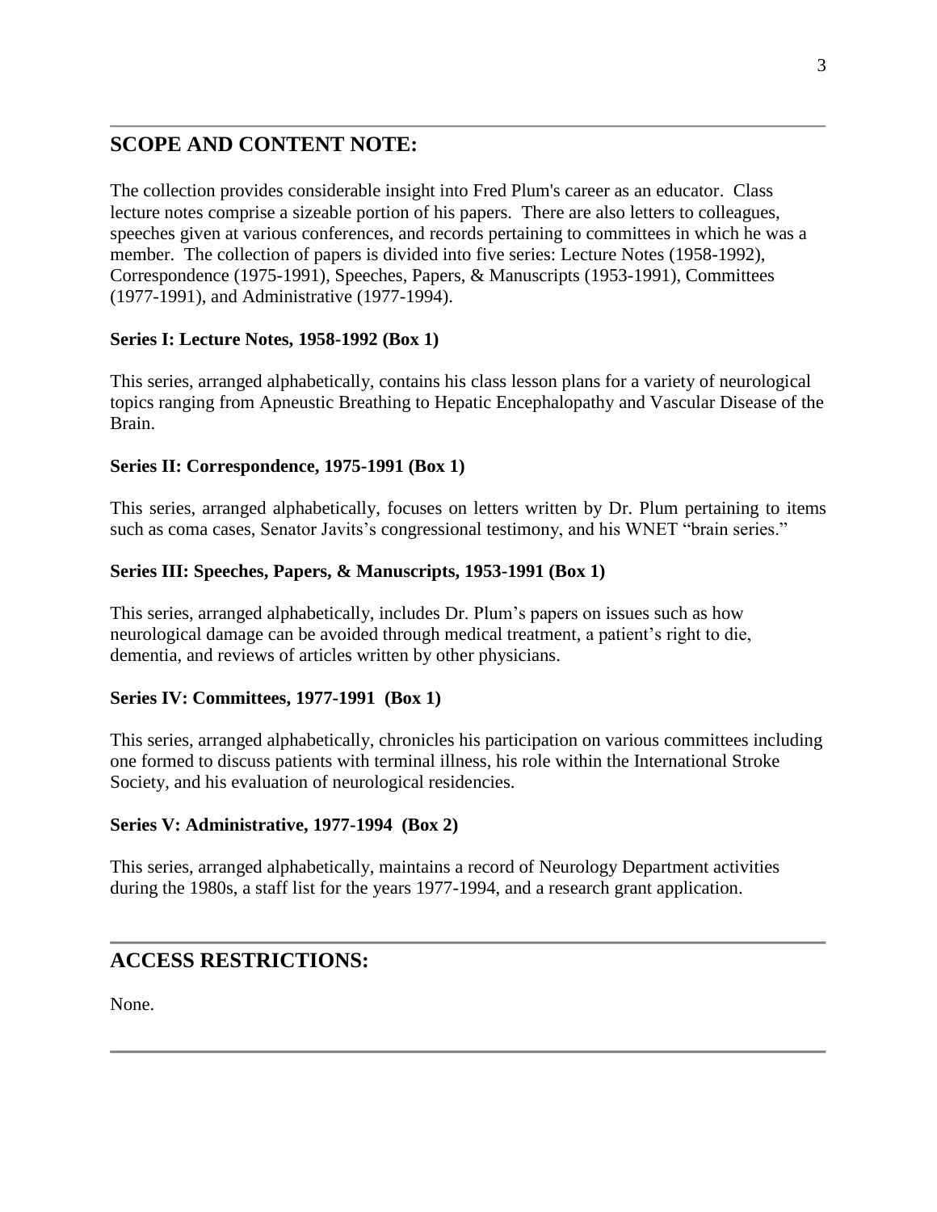## SCOPE AND CONTENT NOTE:

The collection provides considerable insight into Fred Plum's career as an educator. Class lecture notes comprise a sizeable portion of his papers. There are also letters to colleagues, speeches given at various conferences, and records pertaining to committees in which he was a member. The collection of papers is divided into five series: Lecture Notes (1958-1992), Correspondence (1975-1991), Speeches, Papers, & Manuscripts (1953-1991), Committees (1977-1991), and Administrative (1977-1994).

**Series I: Lecture Notes, 1958-1992 (Box 1)**

This series, arranged alphabetically, contains his class lesson plans for a variety of neurological topics ranging from Apneustic Breathing to Hepatic Encephalopathy and Vascular Disease of the Brain.

**Series II: Correspondence, 1975-1991 (Box 1)**

This series, arranged alphabetically, focuses on letters written by Dr. Plum pertaining to items such as coma cases, Senator Javits's congressional testimony, and his WNET "brain series."

**Series III: Speeches, Papers, & Manuscripts, 1953-1991 (Box 1)**

This series, arranged alphabetically, includes Dr. Plum's papers on issues such as how neurological damage can be avoided through medical treatment, a patient's right to die, dementia, and reviews of articles written by other physicians.

**Series IV: Committees, 1977-1991 (Box 1)**

This series, arranged alphabetically, chronicles his participation on various committees including one formed to discuss patients with terminal illness, his role within the International Stroke Society, and his evaluation of neurological residencies.

**Series V: Administrative, 1977-1994 (Box 2)**

This series, arranged alphabetically, maintains a record of Neurology Department activities during the 1980s, a staff list for the years 1977-1994, and a research grant application.

## ACCESS RESTRICTIONS:

None.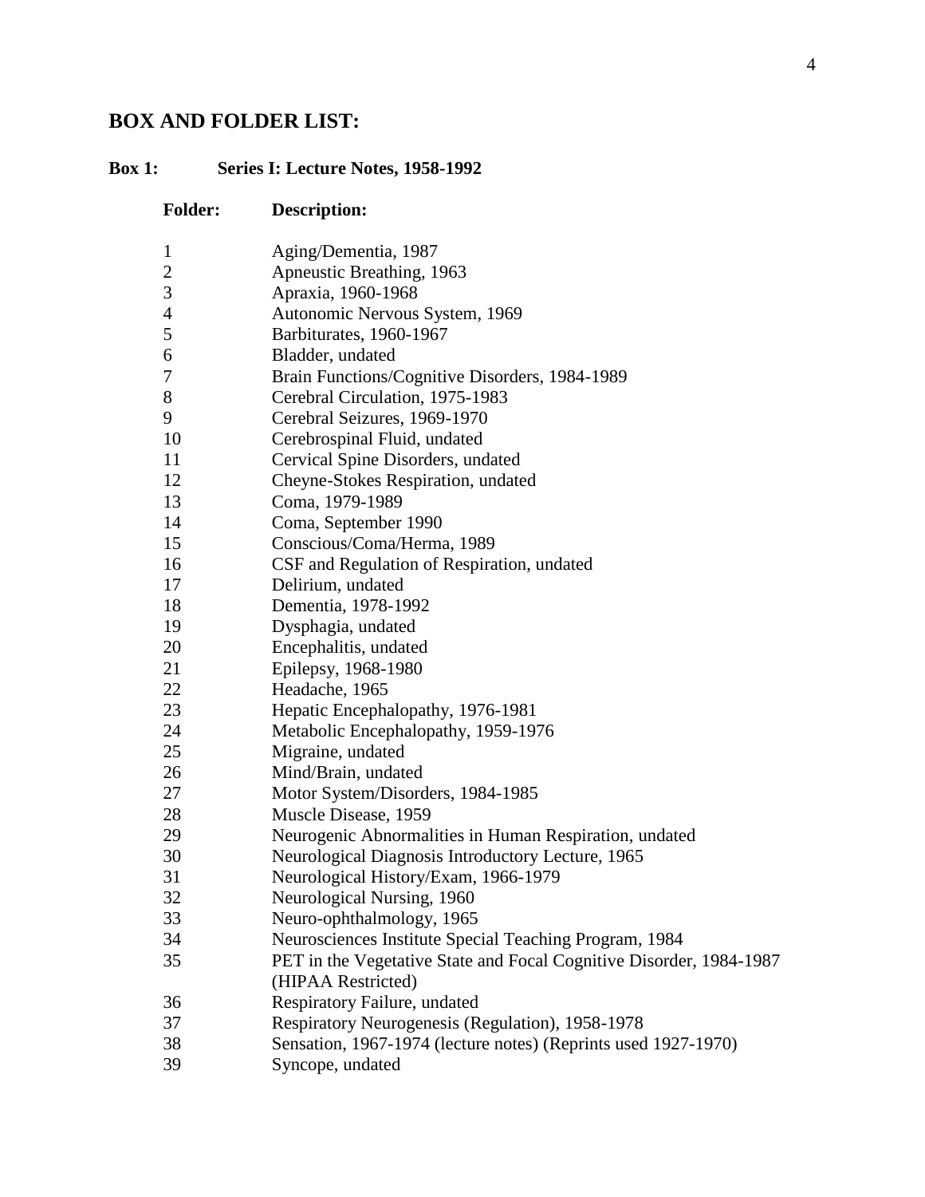## BOX AND FOLDER LIST:

### Box 1: Series I: Lecture Notes, 1958-1992

| Folder: | Description: |
|---|---|
| 1 | Aging/Dementia, 1987 |
| 2 | Apneustic Breathing, 1963 |
| 3 | Apraxia, 1960-1968 |
| 4 | Autonomic Nervous System, 1969 |
| 5 | Barbiturates, 1960-1967 |
| 6 | Bladder, undated |
| 7 | Brain Functions/Cognitive Disorders, 1984-1989 |
| 8 | Cerebral Circulation, 1975-1983 |
| 9 | Cerebral Seizures, 1969-1970 |
| 10 | Cerebrospinal Fluid, undated |
| 11 | Cervical Spine Disorders, undated |
| 12 | Cheyne-Stokes Respiration, undated |
| 13 | Coma, 1979-1989 |
| 14 | Coma, September 1990 |
| 15 | Conscious/Coma/Herma, 1989 |
| 16 | CSF and Regulation of Respiration, undated |
| 17 | Delirium, undated |
| 18 | Dementia, 1978-1992 |
| 19 | Dysphagia, undated |
| 20 | Encephalitis, undated |
| 21 | Epilepsy, 1968-1980 |
| 22 | Headache, 1965 |
| 23 | Hepatic Encephalopathy, 1976-1981 |
| 24 | Metabolic Encephalopathy, 1959-1976 |
| 25 | Migraine, undated |
| 26 | Mind/Brain, undated |
| 27 | Motor System/Disorders, 1984-1985 |
| 28 | Muscle Disease, 1959 |
| 29 | Neurogenic Abnormalities in Human Respiration, undated |
| 30 | Neurological Diagnosis Introductory Lecture, 1965 |
| 31 | Neurological History/Exam, 1966-1979 |
| 32 | Neurological Nursing, 1960 |
| 33 | Neuro-ophthalmology, 1965 |
| 34 | Neurosciences Institute Special Teaching Program, 1984 |
| 35 | PET in the Vegetative State and Focal Cognitive Disorder, 1984-1987 (HIPAA Restricted) |
| 36 | Respiratory Failure, undated |
| 37 | Respiratory Neurogenesis (Regulation), 1958-1978 |
| 38 | Sensation, 1967-1974 (lecture notes) (Reprints used 1927-1970) |
| 39 | Syncope, undated |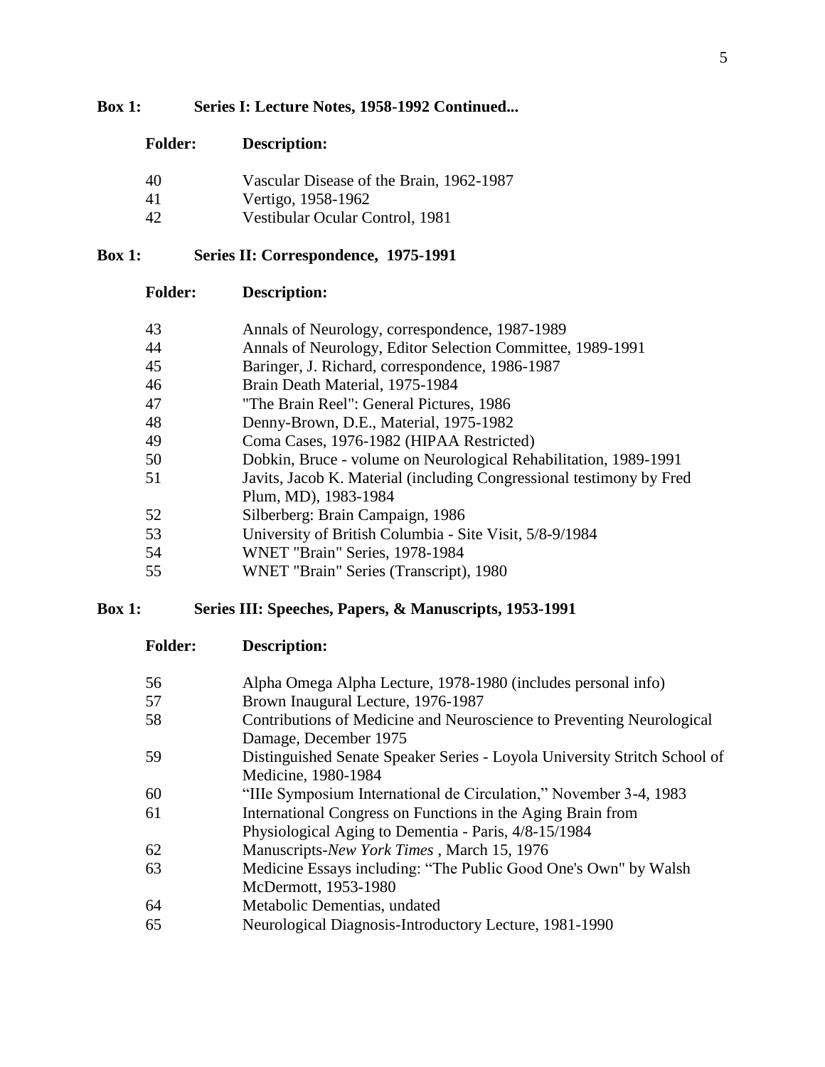## Box 1: Series I: Lecture Notes, 1958-1992 Continued...

| Folder: | Description: |
|---|---|
| 40 | Vascular Disease of the Brain, 1962-1987 |
| 41 | Vertigo, 1958-1962 |
| 42 | Vestibular Ocular Control, 1981 |

## Box 1: Series II: Correspondence, 1975-1991

| Folder: | Description: |
|---|---|
| 43 | Annals of Neurology, correspondence, 1987-1989 |
| 44 | Annals of Neurology, Editor Selection Committee, 1989-1991 |
| 45 | Baringer, J. Richard, correspondence, 1986-1987 |
| 46 | Brain Death Material, 1975-1984 |
| 47 | "The Brain Reel": General Pictures, 1986 |
| 48 | Denny-Brown, D.E., Material, 1975-1982 |
| 49 | Coma Cases, 1976-1982 (HIPAA Restricted) |
| 50 | Dobkin, Bruce - volume on Neurological Rehabilitation, 1989-1991 |
| 51 | Javits, Jacob K. Material (including Congressional testimony by Fred Plum, MD), 1983-1984 |
| 52 | Silberberg: Brain Campaign, 1986 |
| 53 | University of British Columbia - Site Visit, 5/8-9/1984 |
| 54 | WNET "Brain" Series, 1978-1984 |
| 55 | WNET "Brain" Series (Transcript), 1980 |

## Box 1: Series III: Speeches, Papers, & Manuscripts, 1953-1991

| Folder: | Description: |
|---|---|
| 56 | Alpha Omega Alpha Lecture, 1978-1980 (includes personal info) |
| 57 | Brown Inaugural Lecture, 1976-1987 |
| 58 | Contributions of Medicine and Neuroscience to Preventing Neurological Damage, December 1975 |
| 59 | Distinguished Senate Speaker Series - Loyola University Stritch School of Medicine, 1980-1984 |
| 60 | "IIIe Symposium International de Circulation," November 3-4, 1983 |
| 61 | International Congress on Functions in the Aging Brain from Physiological Aging to Dementia - Paris, 4/8-15/1984 |
| 62 | Manuscripts-*New York Times* , March 15, 1976 |
| 63 | Medicine Essays including: "The Public Good One's Own" by Walsh McDermott, 1953-1980 |
| 64 | Metabolic Dementias, undated |
| 65 | Neurological Diagnosis-Introductory Lecture, 1981-1990 |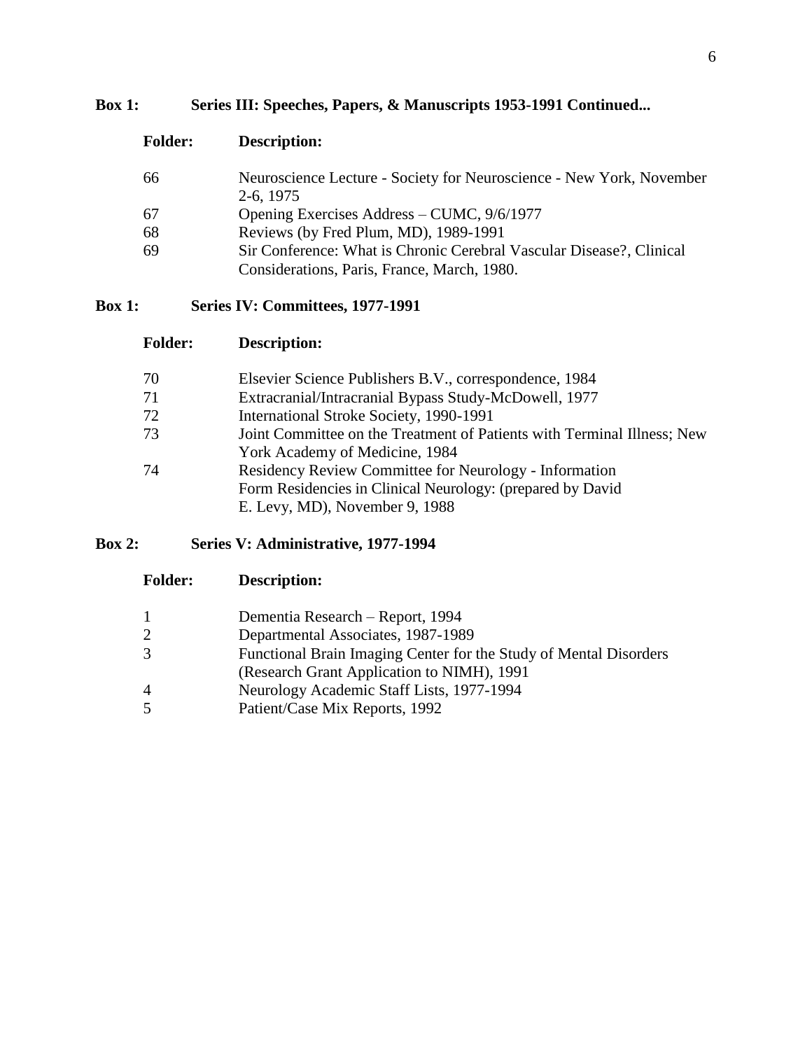**Box 1: Series III: Speeches, Papers, & Manuscripts 1953-1991 Continued...**

| Folder: | Description: |
|---|---|
| 66 | Neuroscience Lecture - Society for Neuroscience - New York, November 2-6, 1975 |
| 67 | Opening Exercises Address – CUMC, 9/6/1977 |
| 68 | Reviews (by Fred Plum, MD), 1989-1991 |
| 69 | Sir Conference: What is Chronic Cerebral Vascular Disease?, Clinical Considerations, Paris, France, March, 1980. |

**Box 1: Series IV: Committees, 1977-1991**

| Folder: | Description: |
|---|---|
| 70 | Elsevier Science Publishers B.V., correspondence, 1984 |
| 71 | Extracranial/Intracranial Bypass Study-McDowell, 1977 |
| 72 | International Stroke Society, 1990-1991 |
| 73 | Joint Committee on the Treatment of Patients with Terminal Illness; New York Academy of Medicine, 1984 |
| 74 | Residency Review Committee for Neurology - Information Form Residencies in Clinical Neurology: (prepared by David E. Levy, MD), November 9, 1988 |

**Box 2: Series V: Administrative, 1977-1994**

| Folder: | Description: |
|---|---|
| 1 | Dementia Research – Report, 1994 |
| 2 | Departmental Associates, 1987-1989 |
| 3 | Functional Brain Imaging Center for the Study of Mental Disorders (Research Grant Application to NIMH), 1991 |
| 4 | Neurology Academic Staff Lists, 1977-1994 |
| 5 | Patient/Case Mix Reports, 1992 |